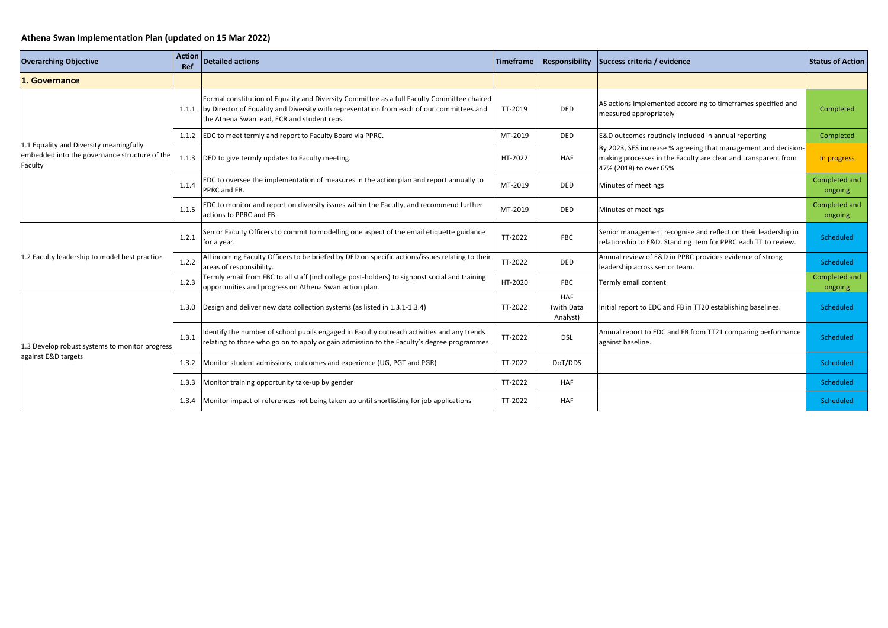## Athena Swan Implementation Plan (updated on 15 Mar 2022)

| Overarching Objective | Action Ref | Detailed actions | Timeframe | Responsibility | Success criteria / evidence | Status of Action |
|---|---|---|---|---|---|---|
| **1. Governance** | | | | | | |
| 1.1 Equality and Diversity meaningfully embedded into the governance structure of the Faculty | 1.1.1 | Formal constitution of Equality and Diversity Committee as a full Faculty Committee chaired by Director of Equality and Diversity with representation from each of our committees and the Athena Swan lead, ECR and student reps. | TT-2019 | DED | AS actions implemented according to timeframes specified and measured appropriately | Completed |
| | 1.1.2 | EDC to meet termly and report to Faculty Board via PPRC. | MT-2019 | DED | E&D outcomes routinely included in annual reporting | Completed |
| | 1.1.3 | DED to give termly updates to Faculty meeting. | HT-2022 | HAF | By 2023, SES increase % agreeing that management and decision-making processes in the Faculty are clear and transparent from 47% (2018) to over 65% | In progress |
| | 1.1.4 | EDC to oversee the implementation of measures in the action plan and report annually to PPRC and FB. | MT-2019 | DED | Minutes of meetings | Completed and ongoing |
| | 1.1.5 | EDC to monitor and report on diversity issues within the Faculty, and recommend further actions to PPRC and FB. | MT-2019 | DED | Minutes of meetings | Completed and ongoing |
| 1.2 Faculty leadership to model best practice | 1.2.1 | Senior Faculty Officers to commit to modelling one aspect of the email etiquette guidance for a year. | TT-2022 | FBC | Senior management recognise and reflect on their leadership in relationship to E&D. Standing item for PPRC each TT to review. | Scheduled |
| | 1.2.2 | All incoming Faculty Officers to be briefed by DED on specific actions/issues relating to their areas of responsibility. | TT-2022 | DED | Annual review of E&D in PPRC provides evidence of strong leadership across senior team. | Scheduled |
| | 1.2.3 | Termly email from FBC to all staff (incl college post-holders) to signpost social and training opportunities and progress on Athena Swan action plan. | HT-2020 | FBC | Termly email content | Completed and ongoing |
| 1.3 Develop robust systems to monitor progress against E&D targets | 1.3.0 | Design and deliver new data collection systems (as listed in 1.3.1-1.3.4) | TT-2022 | HAF (with Data Analyst) | Initial report to EDC and FB in TT20 establishing baselines. | Scheduled |
| | 1.3.1 | Identify the number of school pupils engaged in Faculty outreach activities and any trends relating to those who go on to apply or gain admission to the Faculty's degree programmes. | TT-2022 | DSL | Annual report to EDC and FB from TT21 comparing performance against baseline. | Scheduled |
| | 1.3.2 | Monitor student admissions, outcomes and experience (UG, PGT and PGR) | TT-2022 | DoT/DDS | | Scheduled |
| | 1.3.3 | Monitor training opportunity take-up by gender | TT-2022 | HAF | | Scheduled |
| | 1.3.4 | Monitor impact of references not being taken up until shortlisting for job applications | TT-2022 | HAF | | Scheduled |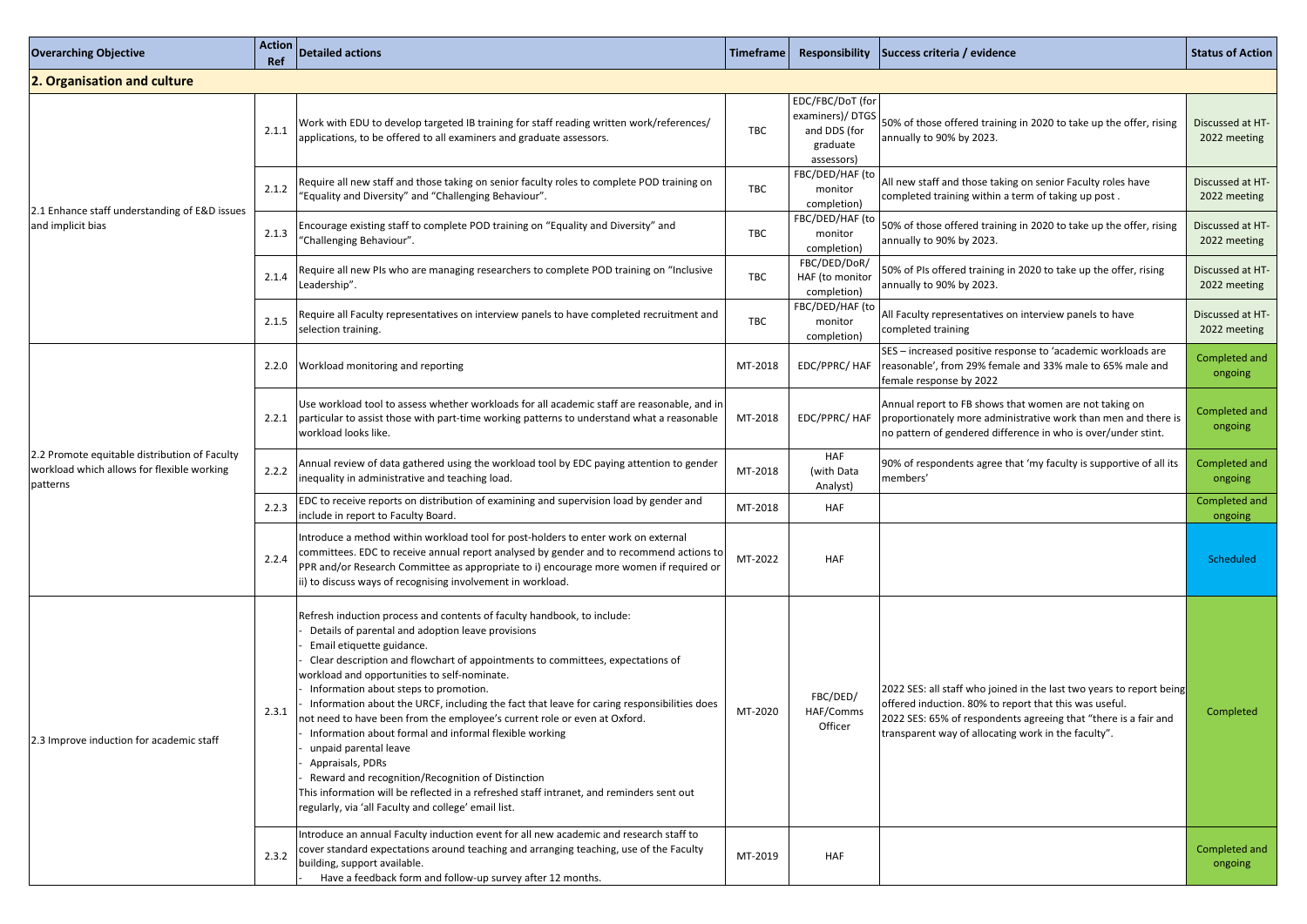| Overarching Objective | Action Ref | Detailed actions | Timeframe | Responsibility | Success criteria / evidence | Status of Action |
|---|---|---|---|---|---|---|
| **2. Organisation and culture** | | | | | | |
| 2.1 Enhance staff understanding of E&D issues and implicit bias | 2.1.1 | Work with EDU to develop targeted IB training for staff reading written work/references/ applications, to be offered to all examiners and graduate assessors. | TBC | EDC/FBC/DoT (for examiners)/ DTGS and DDS (for graduate assessors) | 50% of those offered training in 2020 to take up the offer, rising annually to 90% by 2023. | Discussed at HT-2022 meeting |
| | 2.1.2 | Require all new staff and those taking on senior faculty roles to complete POD training on "Equality and Diversity" and "Challenging Behaviour". | TBC | FBC/DED/HAF (to monitor completion) | All new staff and those taking on senior Faculty roles have completed training within a term of taking up post . | Discussed at HT-2022 meeting |
| | 2.1.3 | Encourage existing staff to complete POD training on "Equality and Diversity" and "Challenging Behaviour". | TBC | FBC/DED/HAF (to monitor completion) | 50% of those offered training in 2020 to take up the offer, rising annually to 90% by 2023. | Discussed at HT-2022 meeting |
| | 2.1.4 | Require all new PIs who are managing researchers to complete POD training on "Inclusive Leadership". | TBC | FBC/DED/DoR/ HAF (to monitor completion) | 50% of PIs offered training in 2020 to take up the offer, rising annually to 90% by 2023. | Discussed at HT-2022 meeting |
| | 2.1.5 | Require all Faculty representatives on interview panels to have completed recruitment and selection training. | TBC | FBC/DED/HAF (to monitor completion) | All Faculty representatives on interview panels to have completed training | Discussed at HT-2022 meeting |
| 2.2 Promote equitable distribution of Faculty workload which allows for flexible working patterns | 2.2.0 | Workload monitoring and reporting | MT-2018 | EDC/PPRC/ HAF | SES – increased positive response to 'academic workloads are reasonable', from 29% female and 33% male to 65% male and female response by 2022 | Completed and ongoing |
| | 2.2.1 | Use workload tool to assess whether workloads for all academic staff are reasonable, and in particular to assist those with part-time working patterns to understand what a reasonable workload looks like. | MT-2018 | EDC/PPRC/ HAF | Annual report to FB shows that women are not taking on proportionately more administrative work than men and there is no pattern of gendered difference in who is over/under stint. | Completed and ongoing |
| | 2.2.2 | Annual review of data gathered using the workload tool by EDC paying attention to gender inequality in administrative and teaching load. | MT-2018 | HAF (with Data Analyst) | 90% of respondents agree that 'my faculty is supportive of all its members' | Completed and ongoing |
| | 2.2.3 | EDC to receive reports on distribution of examining and supervision load by gender and include in report to Faculty Board. | MT-2018 | HAF | | Completed and ongoing |
| | 2.2.4 | Introduce a method within workload tool for post-holders to enter work on external committees. EDC to receive annual report analysed by gender and to recommend actions to PPR and/or Research Committee as appropriate to i) encourage more women if required or ii) to discuss ways of recognising involvement in workload. | MT-2022 | HAF | | Scheduled |
| 2.3 Improve induction for academic staff | 2.3.1 | Refresh induction process and contents of faculty handbook, to include:<br>- Details of parental and adoption leave provisions<br>- Email etiquette guidance.<br>- Clear description and flowchart of appointments to committees, expectations of workload and opportunities to self-nominate.<br>- Information about steps to promotion.<br>- Information about the URCF, including the fact that leave for caring responsibilities does not need to have been from the employee's current role or even at Oxford.<br>- Information about formal and informal flexible working<br>- unpaid parental leave<br>- Appraisals, PDRs<br>- Reward and recognition/Recognition of Distinction<br>This information will be reflected in a refreshed staff intranet, and reminders sent out regularly, via 'all Faculty and college' email list. | MT-2020 | FBC/DED/ HAF/Comms Officer | 2022 SES: all staff who joined in the last two years to report being offered induction. 80% to report that this was useful.<br>2022 SES: 65% of respondents agreeing that "there is a fair and transparent way of allocating work in the faculty". | Completed |
| | 2.3.2 | Introduce an annual Faculty induction event for all new academic and research staff to cover standard expectations around teaching and arranging teaching, use of the Faculty building, support available.<br>- Have a feedback form and follow-up survey after 12 months. | MT-2019 | HAF | | Completed and ongoing |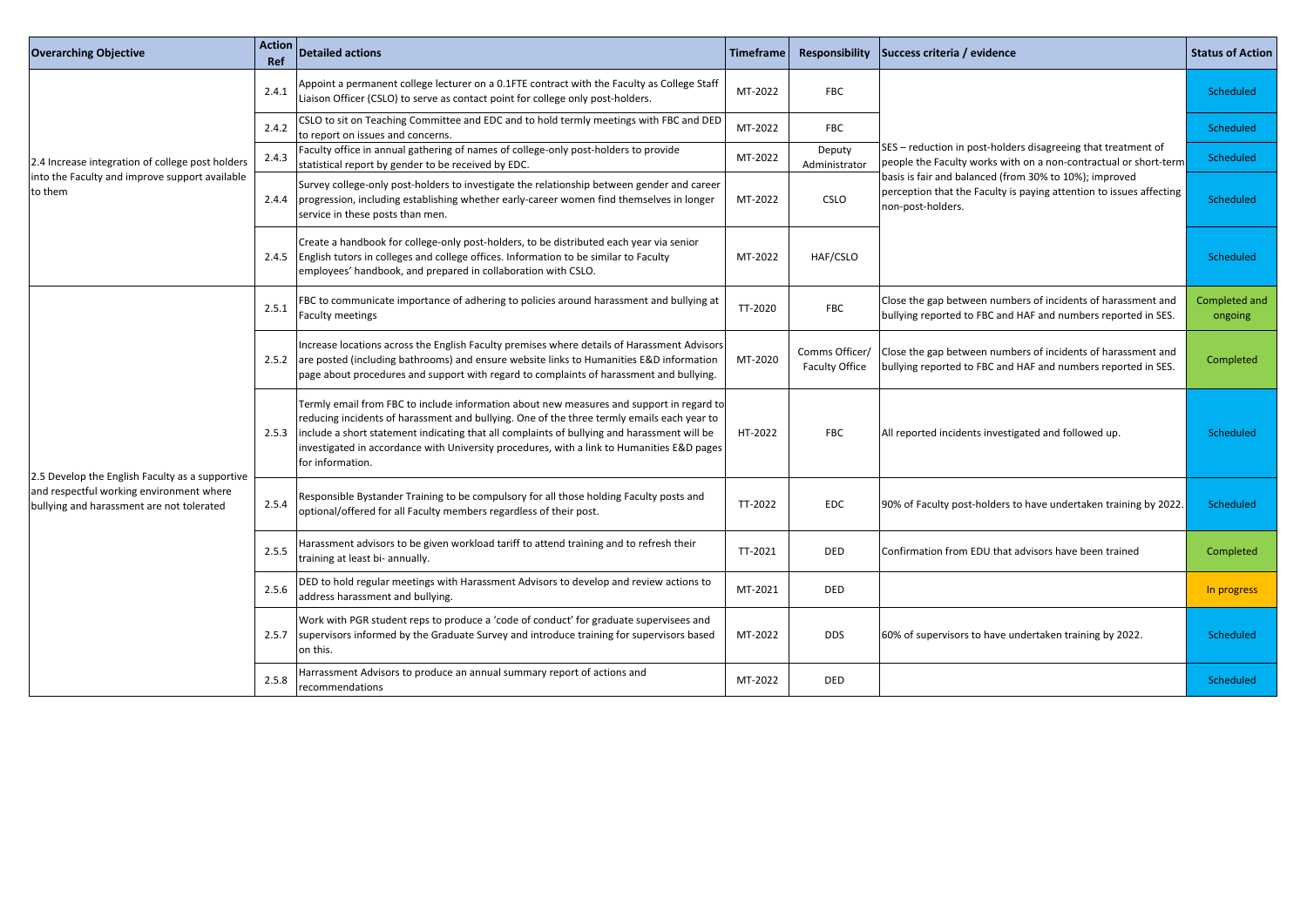| Overarching Objective | Action Ref | Detailed actions | Timeframe | Responsibility | Success criteria / evidence | Status of Action |
|---|---|---|---|---|---|---|
| 2.4 Increase integration of college post holders into the Faculty and improve support available to them | 2.4.1 | Appoint a permanent college lecturer on a 0.1FTE contract with the Faculty as College Staff Liaison Officer (CSLO) to serve as contact point for college only post-holders. | MT-2022 | FBC | SES – reduction in post-holders disagreeing that treatment of people the Faculty works with on a non-contractual or short-term basis is fair and balanced (from 30% to 10%); improved perception that the Faculty is paying attention to issues affecting non-post-holders. | Scheduled |
| | 2.4.2 | CSLO to sit on Teaching Committee and EDC and to hold termly meetings with FBC and DED to report on issues and concerns. | MT-2022 | FBC | | Scheduled |
| | 2.4.3 | Faculty office in annual gathering of names of college-only post-holders to provide statistical report by gender to be received by EDC. | MT-2022 | Deputy Administrator | | Scheduled |
| | 2.4.4 | Survey college-only post-holders to investigate the relationship between gender and career progression, including establishing whether early-career women find themselves in longer service in these posts than men. | MT-2022 | CSLO | | Scheduled |
| | 2.4.5 | Create a handbook for college-only post-holders, to be distributed each year via senior English tutors in colleges and college offices. Information to be similar to Faculty employees' handbook, and prepared in collaboration with CSLO. | MT-2022 | HAF/CSLO | | Scheduled |
| 2.5 Develop the English Faculty as a supportive and respectful working environment where bullying and harassment are not tolerated | 2.5.1 | FBC to communicate importance of adhering to policies around harassment and bullying at Faculty meetings | TT-2020 | FBC | Close the gap between numbers of incidents of harassment and bullying reported to FBC and HAF and numbers reported in SES. | Completed and ongoing |
| | 2.5.2 | Increase locations across the English Faculty premises where details of Harassment Advisors are posted (including bathrooms) and ensure website links to Humanities E&D information page about procedures and support with regard to complaints of harassment and bullying. | MT-2020 | Comms Officer/ Faculty Office | Close the gap between numbers of incidents of harassment and bullying reported to FBC and HAF and numbers reported in SES. | Completed |
| | 2.5.3 | Termly email from FBC to include information about new measures and support in regard to reducing incidents of harassment and bullying. One of the three termly emails each year to include a short statement indicating that all complaints of bullying and harassment will be investigated in accordance with University procedures, with a link to Humanities E&D pages for information. | HT-2022 | FBC | All reported incidents investigated and followed up. | Scheduled |
| | 2.5.4 | Responsible Bystander Training to be compulsory for all those holding Faculty posts and optional/offered for all Faculty members regardless of their post. | TT-2022 | EDC | 90% of Faculty post-holders to have undertaken training by 2022. | Scheduled |
| | 2.5.5 | Harassment advisors to be given workload tariff to attend training and to refresh their training at least bi- annually. | TT-2021 | DED | Confirmation from EDU that advisors have been trained | Completed |
| | 2.5.6 | DED to hold regular meetings with Harassment Advisors to develop and review actions to address harassment and bullying. | MT-2021 | DED | | In progress |
| | 2.5.7 | Work with PGR student reps to produce a 'code of conduct' for graduate supervisees and supervisors informed by the Graduate Survey and introduce training for supervisors based on this. | MT-2022 | DDS | 60% of supervisors to have undertaken training by 2022. | Scheduled |
| | 2.5.8 | Harrassment Advisors to produce an annual summary report of actions and recommendations | MT-2022 | DED | | Scheduled |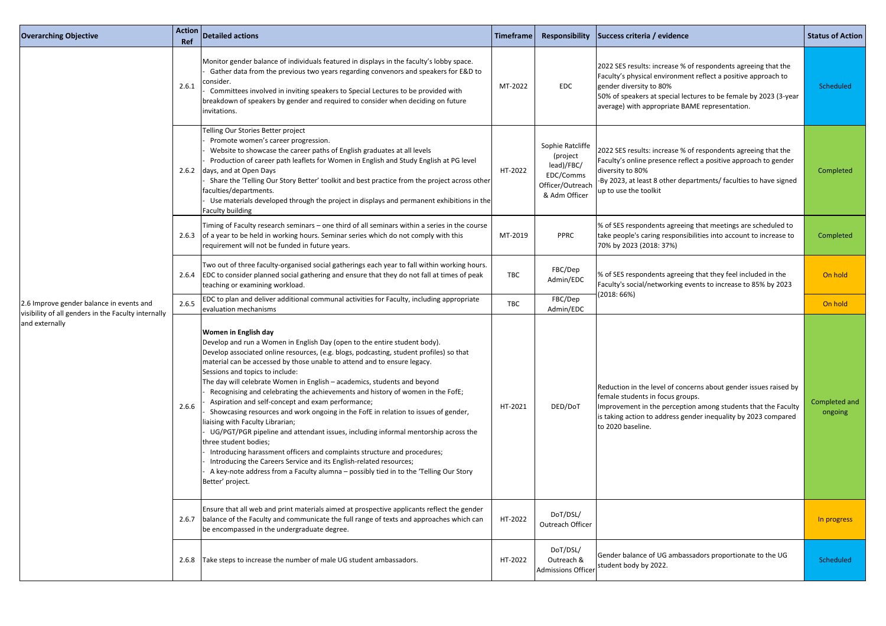| Overarching Objective | Action Ref | Detailed actions | Timeframe | Responsibility | Success criteria / evidence | Status of Action |
|---|---|---|---|---|---|---|
| 2.6 Improve gender balance in events and visibility of all genders in the Faculty internally and externally | 2.6.1 | Monitor gender balance of individuals featured in displays in the faculty's lobby space.<br>- Gather data from the previous two years regarding convenors and speakers for E&D to consider.<br>- Committees involved in inviting speakers to Special Lectures to be provided with breakdown of speakers by gender and required to consider when deciding on future invitations. | MT-2022 | EDC | 2022 SES results: increase % of respondents agreeing that the Faculty's physical environment reflect a positive approach to gender diversity to 80%<br>50% of speakers at special lectures to be female by 2023 (3-year average) with appropriate BAME representation. | Scheduled |
| | 2.6.2 | Telling Our Stories Better project<br>- Promote women's career progression.<br>- Website to showcase the career paths of English graduates at all levels<br>- Production of career path leaflets for Women in English and Study English at PG level days, and at Open Days<br>- Share the 'Telling Our Story Better' toolkit and best practice from the project across other faculties/departments.<br>- Use materials developed through the project in displays and permanent exhibitions in the Faculty building | HT-2022 | Sophie Ratcliffe (project lead)/FBC/ EDC/Comms Officer/Outreach & Adm Officer | 2022 SES results: increase % of respondents agreeing that the Faculty's online presence reflect a positive approach to gender diversity to 80%<br>-By 2023, at least 8 other departments/ faculties to have signed up to use the toolkit | Completed |
| | 2.6.3 | Timing of Faculty research seminars – one third of all seminars within a series in the course of a year to be held in working hours. Seminar series which do not comply with this requirement will not be funded in future years. | MT-2019 | PPRC | % of SES respondents agreeing that meetings are scheduled to take people's caring responsibilities into account to increase to 70% by 2023 (2018: 37%) | Completed |
| | 2.6.4 | Two out of three faculty-organised social gatherings each year to fall within working hours. EDC to consider planned social gathering and ensure that they do not fall at times of peak teaching or examining workload. | TBC | FBC/Dep Admin/EDC | % of SES respondents agreeing that they feel included in the Faculty's social/networking events to increase to 85% by 2023 (2018: 66%) | On hold |
| | 2.6.5 | EDC to plan and deliver additional communal activities for Faculty, including appropriate evaluation mechanisms | TBC | FBC/Dep Admin/EDC | | On hold |
| | 2.6.6 | **Women in English day**<br>Develop and run a Women in English Day (open to the entire student body).<br>Develop associated online resources, (e.g. blogs, podcasting, student profiles) so that material can be accessed by those unable to attend and to ensure legacy.<br>Sessions and topics to include:<br>The day will celebrate Women in English – academics, students and beyond<br>- Recognising and celebrating the achievements and history of women in the FofE;<br>- Aspiration and self-concept and exam performance;<br>- Showcasing resources and work ongoing in the FofE in relation to issues of gender, liaising with Faculty Librarian;<br>- UG/PGT/PGR pipeline and attendant issues, including informal mentorship across the three student bodies;<br>- Introducing harassment officers and complaints structure and procedures;<br>- Introducing the Careers Service and its English-related resources;<br>- A key-note address from a Faculty alumna – possibly tied in to the 'Telling Our Story Better' project. | HT-2021 | DED/DoT | Reduction in the level of concerns about gender issues raised by female students in focus groups.<br>Improvement in the perception among students that the Faculty is taking action to address gender inequality by 2023 compared to 2020 baseline. | Completed and ongoing |
| | 2.6.7 | Ensure that all web and print materials aimed at prospective applicants reflect the gender balance of the Faculty and communicate the full range of texts and approaches which can be encompassed in the undergraduate degree. | HT-2022 | DoT/DSL/ Outreach Officer | | In progress |
| | 2.6.8 | Take steps to increase the number of male UG student ambassadors. | HT-2022 | DoT/DSL/ Outreach & Admissions Officer | Gender balance of UG ambassadors proportionate to the UG student body by 2022. | Scheduled |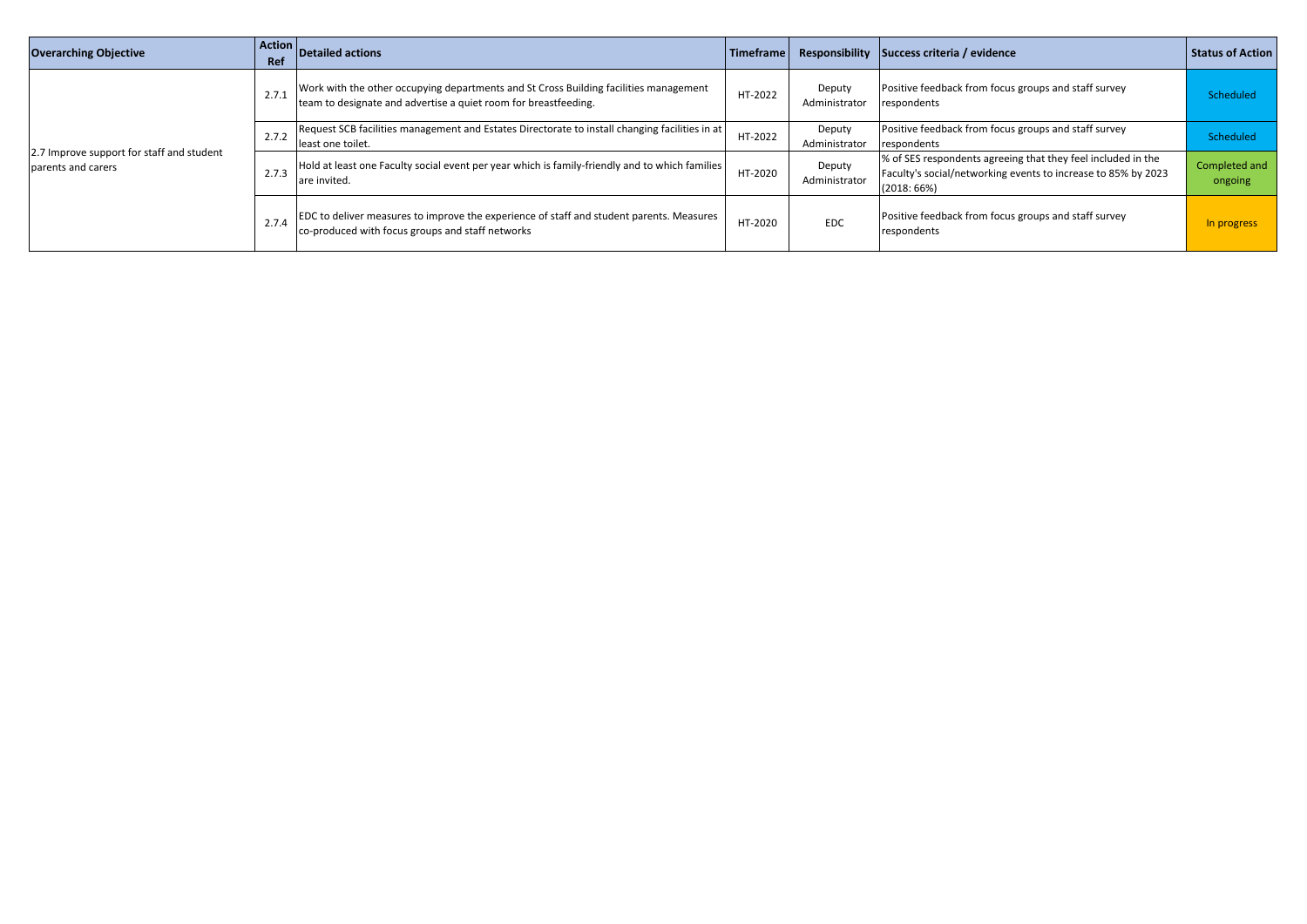| Overarching Objective | Action Ref | Detailed actions | Timeframe | Responsibility | Success criteria / evidence | Status of Action |
|---|---|---|---|---|---|---|
| 2.7 Improve support for staff and student parents and carers | 2.7.1 | Work with the other occupying departments and St Cross Building facilities management team to designate and advertise a quiet room for breastfeeding. | HT-2022 | Deputy Administrator | Positive feedback from focus groups and staff survey respondents | Scheduled |
| | 2.7.2 | Request SCB facilities management and Estates Directorate to install changing facilities in at least one toilet. | HT-2022 | Deputy Administrator | Positive feedback from focus groups and staff survey respondents | Scheduled |
| | 2.7.3 | Hold at least one Faculty social event per year which is family-friendly and to which families are invited. | HT-2020 | Deputy Administrator | % of SES respondents agreeing that they feel included in the Faculty's social/networking events to increase to 85% by 2023 (2018: 66%) | Completed and ongoing |
| | 2.7.4 | EDC to deliver measures to improve the experience of staff and student parents. Measures co-produced with focus groups and staff networks | HT-2020 | EDC | Positive feedback from focus groups and staff survey respondents | In progress |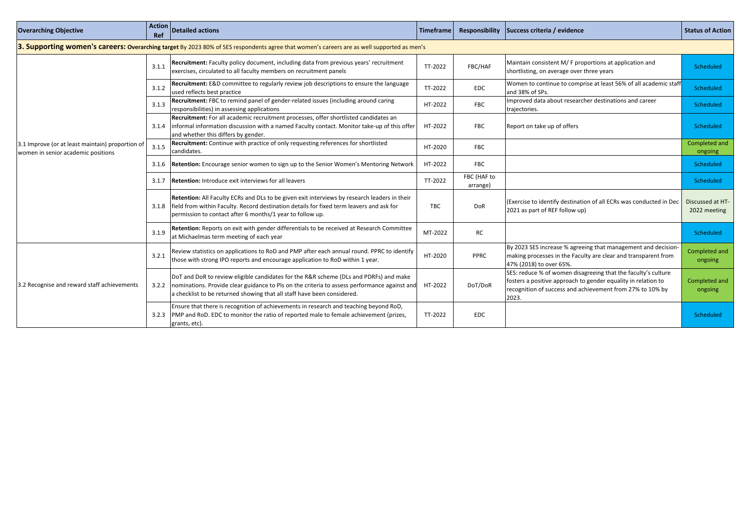| Overarching Objective | Action Ref | Detailed actions | Timeframe | Responsibility | Success criteria / evidence | Status of Action |
|---|---|---|---|---|---|---|
| **3. Supporting women's careers: Overarching target** By 2023 80% of SES respondents agree that women's careers are as well supported as men's | | | | | | |
| 3.1 Improve (or at least maintain) proportion of women in senior academic positions | 3.1.1 | **Recruitment:** Faculty policy document, including data from previous years' recruitment exercises, circulated to all faculty members on recruitment panels | TT-2022 | FBC/HAF | Maintain consistent M/ F proportions at application and shortlisting, on average over three years | Scheduled |
| | 3.1.2 | **Recruitment:** E&D committee to regularly review job descriptions to ensure the language used reflects best practice | TT-2022 | EDC | Women to continue to comprise at least 56% of all academic staff and 38% of SPs. | Scheduled |
| | 3.1.3 | **Recruitment:** FBC to remind panel of gender-related issues (including around caring responsibilities) in assessing applications | HT-2022 | FBC | Improved data about researcher destinations and career trajectories. | Scheduled |
| | 3.1.4 | **Recruitment:** For all academic recruitment processes, offer shortlisted candidates an informal information discussion with a named Faculty contact. Monitor take-up of this offer and whether this differs by gender. | HT-2022 | FBC | Report on take up of offers | Scheduled |
| | 3.1.5 | **Recruitment:** Continue with practice of only requesting references for shortlisted candidates. | HT-2020 | FBC | | Completed and ongoing |
| | 3.1.6 | **Retention:** Encourage senior women to sign up to the Senior Women's Mentoring Network | HT-2022 | FBC | | Scheduled |
| | 3.1.7 | **Retention:** Introduce exit interviews for all leavers | TT-2022 | FBC (HAF to arrange) | | Scheduled |
| | 3.1.8 | **Retention:** All Faculty ECRs and DLs to be given exit interviews by research leaders in their field from within Faculty. Record destination details for fixed term leavers and ask for permission to contact after 6 months/1 year to follow up. | TBC | DoR | (Exercise to identify destination of all ECRs was conducted in Dec 2021 as part of REF follow up) | Discussed at HT-2022 meeting |
| | 3.1.9 | **Retention:** Reports on exit with gender differentials to be received at Research Committee at Michaelmas term meeting of each year | MT-2022 | RC | | Scheduled |
| 3.2 Recognise and reward staff achievements | 3.2.1 | Review statistics on applications to RoD and PMP after each annual round. PPRC to identify those with strong IPO reports and encourage application to RoD within 1 year. | HT-2020 | PPRC | By 2023 SES increase % agreeing that management and decision-making processes in the Faculty are clear and transparent from 47% (2018) to over 65%. | Completed and ongoing |
| | 3.2.2 | DoT and DoR to review eligible candidates for the R&R scheme (DLs and PDRFs) and make nominations. Provide clear guidance to PIs on the criteria to assess performance against and a checklist to be returned showing that all staff have been considered. | HT-2022 | DoT/DoR | SES: reduce % of women disagreeing that the faculty's culture fosters a positive approach to gender equality in relation to recognition of success and achievement from 27% to 10% by 2023. | Completed and ongoing |
| | 3.2.3 | Ensure that there is recognition of achievements in research and teaching beyond RoD, PMP and RoD. EDC to monitor the ratio of reported male to female achievement (prizes, grants, etc). | TT-2022 | EDC | | Scheduled |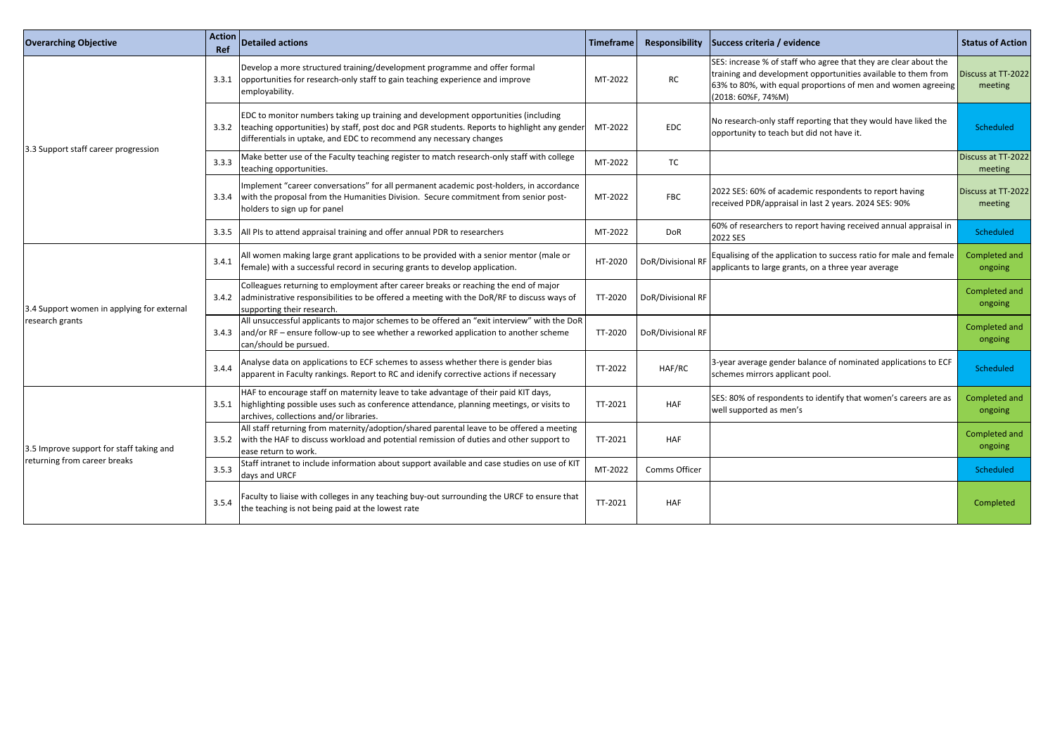| Overarching Objective | Action Ref | Detailed actions | Timeframe | Responsibility | Success criteria / evidence | Status of Action |
|---|---|---|---|---|---|---|
| 3.3 Support staff career progression | 3.3.1 | Develop a more structured training/development programme and offer formal opportunities for research-only staff to gain teaching experience and improve employability. | MT-2022 | RC | SES: increase % of staff who agree that they are clear about the training and development opportunities available to them from 63% to 80%, with equal proportions of men and women agreeing (2018: 60%F, 74%M) | Discuss at TT-2022 meeting |
| | 3.3.2 | EDC to monitor numbers taking up training and development opportunities (including teaching opportunities) by staff, post doc and PGR students. Reports to highlight any gender differentials in uptake, and EDC to recommend any necessary changes | MT-2022 | EDC | No research-only staff reporting that they would have liked the opportunity to teach but did not have it. | Scheduled |
| | 3.3.3 | Make better use of the Faculty teaching register to match research-only staff with college teaching opportunities. | MT-2022 | TC | | Discuss at TT-2022 meeting |
| | 3.3.4 | Implement "career conversations" for all permanent academic post-holders, in accordance with the proposal from the Humanities Division. Secure commitment from senior post-holders to sign up for panel | MT-2022 | FBC | 2022 SES: 60% of academic respondents to report having received PDR/appraisal in last 2 years. 2024 SES: 90% | Discuss at TT-2022 meeting |
| | 3.3.5 | All PIs to attend appraisal training and offer annual PDR to researchers | MT-2022 | DoR | 60% of researchers to report having received annual appraisal in 2022 SES | Scheduled |
| 3.4 Support women in applying for external research grants | 3.4.1 | All women making large grant applications to be provided with a senior mentor (male or female) with a successful record in securing grants to develop application. | HT-2020 | DoR/Divisional RF | Equalising of the application to success ratio for male and female applicants to large grants, on a three year average | Completed and ongoing |
| | 3.4.2 | Colleagues returning to employment after career breaks or reaching the end of major administrative responsibilities to be offered a meeting with the DoR/RF to discuss ways of supporting their research. | TT-2020 | DoR/Divisional RF | | Completed and ongoing |
| | 3.4.3 | All unsuccessful applicants to major schemes to be offered an "exit interview" with the DoR and/or RF – ensure follow-up to see whether a reworked application to another scheme can/should be pursued. | TT-2020 | DoR/Divisional RF | | Completed and ongoing |
| | 3.4.4 | Analyse data on applications to ECF schemes to assess whether there is gender bias apparent in Faculty rankings. Report to RC and idenify corrective actions if necessary | TT-2022 | HAF/RC | 3-year average gender balance of nominated applications to ECF schemes mirrors applicant pool. | Scheduled |
| 3.5 Improve support for staff taking and returning from career breaks | 3.5.1 | HAF to encourage staff on maternity leave to take advantage of their paid KIT days, highlighting possible uses such as conference attendance, planning meetings, or visits to archives, collections and/or libraries. | TT-2021 | HAF | SES: 80% of respondents to identify that women's careers are as well supported as men's | Completed and ongoing |
| | 3.5.2 | All staff returning from maternity/adoption/shared parental leave to be offered a meeting with the HAF to discuss workload and potential remission of duties and other support to ease return to work. | TT-2021 | HAF | | Completed and ongoing |
| | 3.5.3 | Staff intranet to include information about support available and case studies on use of KIT days and URCF | MT-2022 | Comms Officer | | Scheduled |
| | 3.5.4 | Faculty to liaise with colleges in any teaching buy-out surrounding the URCF to ensure that the teaching is not being paid at the lowest rate | TT-2021 | HAF | | Completed |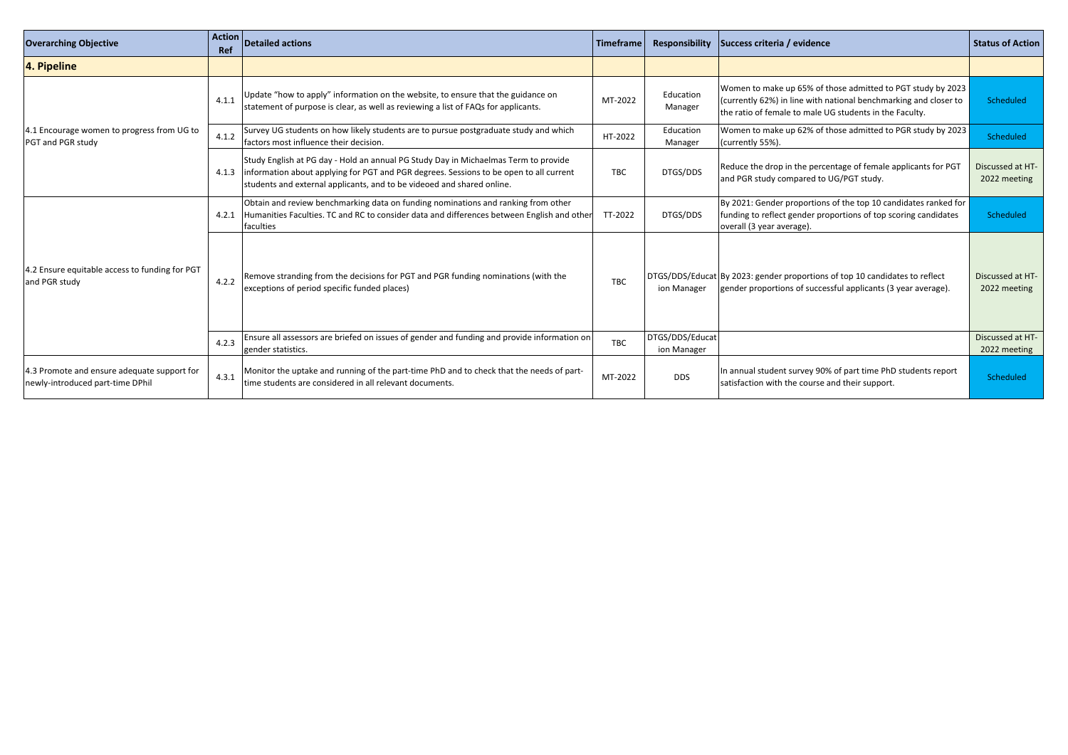| Overarching Objective | Action Ref | Detailed actions | Timeframe | Responsibility | Success criteria / evidence | Status of Action |
|---|---|---|---|---|---|---|
| **4. Pipeline** | | | | | | |
| 4.1 Encourage women to progress from UG to PGT and PGR study | 4.1.1 | Update "how to apply" information on the website, to ensure that the guidance on statement of purpose is clear, as well as reviewing a list of FAQs for applicants. | MT-2022 | Education Manager | Women to make up 65% of those admitted to PGT study by 2023 (currently 62%) in line with national benchmarking and closer to the ratio of female to male UG students in the Faculty. | Scheduled |
| | 4.1.2 | Survey UG students on how likely students are to pursue postgraduate study and which factors most influence their decision. | HT-2022 | Education Manager | Women to make up 62% of those admitted to PGR study by 2023 (currently 55%). | Scheduled |
| | 4.1.3 | Study English at PG day - Hold an annual PG Study Day in Michaelmas Term to provide information about applying for PGT and PGR degrees. Sessions to be open to all current students and external applicants, and to be videoed and shared online. | TBC | DTGS/DDS | Reduce the drop in the percentage of female applicants for PGT and PGR study compared to UG/PGT study. | Discussed at HT-2022 meeting |
| 4.2 Ensure equitable access to funding for PGT and PGR study | 4.2.1 | Obtain and review benchmarking data on funding nominations and ranking from other Humanities Faculties. TC and RC to consider data and differences between English and other faculties | TT-2022 | DTGS/DDS | By 2021: Gender proportions of the top 10 candidates ranked for funding to reflect gender proportions of top scoring candidates overall (3 year average). | Scheduled |
| | 4.2.2 | Remove stranding from the decisions for PGT and PGR funding nominations (with the exceptions of period specific funded places) | TBC | DTGS/DDS/Education Manager | By 2023: gender proportions of top 10 candidates to reflect gender proportions of successful applicants (3 year average). | Discussed at HT-2022 meeting |
| | 4.2.3 | Ensure all assessors are briefed on issues of gender and funding and provide information on gender statistics. | TBC | DTGS/DDS/Education Manager | | Discussed at HT-2022 meeting |
| 4.3 Promote and ensure adequate support for newly-introduced part-time DPhil | 4.3.1 | Monitor the uptake and running of the part-time PhD and to check that the needs of part-time students are considered in all relevant documents. | MT-2022 | DDS | In annual student survey 90% of part time PhD students report satisfaction with the course and their support. | Scheduled |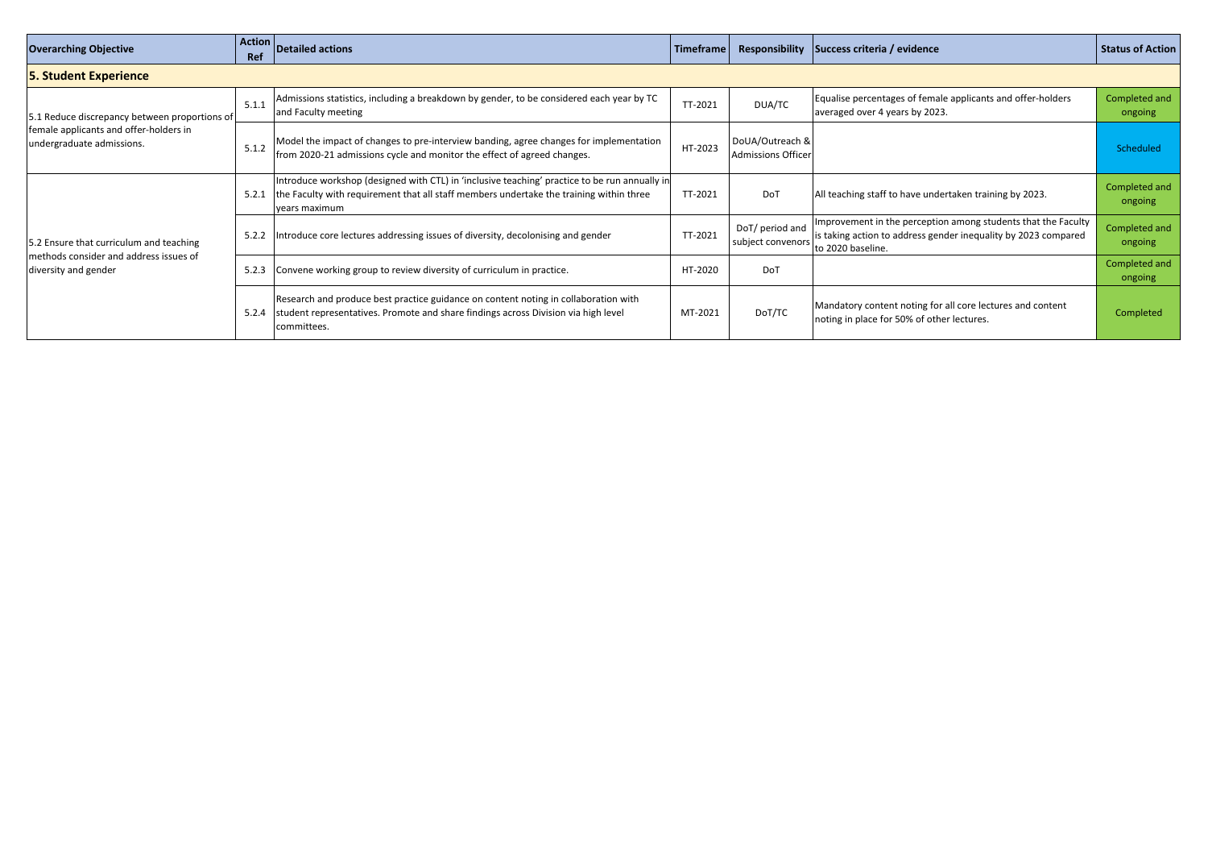| Overarching Objective | Action Ref | Detailed actions | Timeframe | Responsibility | Success criteria / evidence | Status of Action |
|---|---|---|---|---|---|---|
| **5. Student Experience** | | | | | | |
| 5.1 Reduce discrepancy between proportions of female applicants and offer-holders in undergraduate admissions. | 5.1.1 | Admissions statistics, including a breakdown by gender, to be considered each year by TC and Faculty meeting | TT-2021 | DUA/TC | Equalise percentages of female applicants and offer-holders averaged over 4 years by 2023. | Completed and ongoing |
| | 5.1.2 | Model the impact of changes to pre-interview banding, agree changes for implementation from 2020-21 admissions cycle and monitor the effect of agreed changes. | HT-2023 | DoUA/Outreach & Admissions Officer | | Scheduled |
| 5.2 Ensure that curriculum and teaching methods consider and address issues of diversity and gender | 5.2.1 | Introduce workshop (designed with CTL) in 'inclusive teaching' practice to be run annually in the Faculty with requirement that all staff members undertake the training within three years maximum | TT-2021 | DoT | All teaching staff to have undertaken training by 2023. | Completed and ongoing |
| | 5.2.2 | Introduce core lectures addressing issues of diversity, decolonising and gender | TT-2021 | DoT/ period and subject convenors | Improvement in the perception among students that the Faculty is taking action to address gender inequality by 2023 compared to 2020 baseline. | Completed and ongoing |
| | 5.2.3 | Convene working group to review diversity of curriculum in practice. | HT-2020 | DoT | | Completed and ongoing |
| | 5.2.4 | Research and produce best practice guidance on content noting in collaboration with student representatives. Promote and share findings across Division via high level committees. | MT-2021 | DoT/TC | Mandatory content noting for all core lectures and content noting in place for 50% of other lectures. | Completed |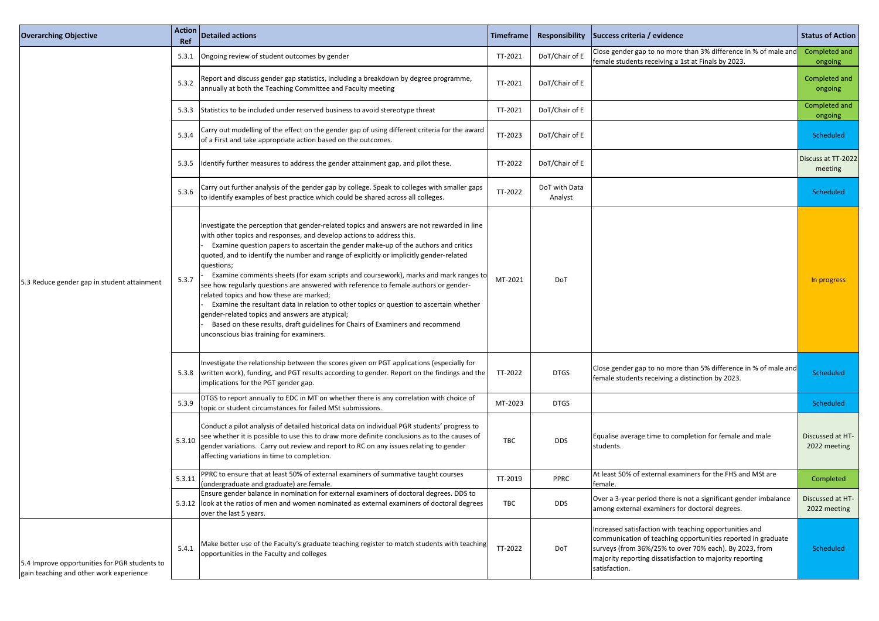| Overarching Objective | Action Ref | Detailed actions | Timeframe | Responsibility | Success criteria / evidence | Status of Action |
|---|---|---|---|---|---|---|
| 5.3 Reduce gender gap in student attainment | 5.3.1 | Ongoing review of student outcomes by gender | TT-2021 | DoT/Chair of E | Close gender gap to no more than 3% difference in % of male and female students receiving a 1st at Finals by 2023. | Completed and ongoing |
| | 5.3.2 | Report and discuss gender gap statistics, including a breakdown by degree programme, annually at both the Teaching Committee and Faculty meeting | TT-2021 | DoT/Chair of E | | Completed and ongoing |
| | 5.3.3 | Statistics to be included under reserved business to avoid stereotype threat | TT-2021 | DoT/Chair of E | | Completed and ongoing |
| | 5.3.4 | Carry out modelling of the effect on the gender gap of using different criteria for the award of a First and take appropriate action based on the outcomes. | TT-2023 | DoT/Chair of E | | Scheduled |
| | 5.3.5 | Identify further measures to address the gender attainment gap, and pilot these. | TT-2022 | DoT/Chair of E | | Discuss at TT-2022 meeting |
| | 5.3.6 | Carry out further analysis of the gender gap by college. Speak to colleges with smaller gaps to identify examples of best practice which could be shared across all colleges. | TT-2022 | DoT with Data Analyst | | Scheduled |
| | 5.3.7 | Investigate the perception that gender-related topics and answers are not rewarded in line with other topics and responses, and develop actions to address this.<br>- Examine question papers to ascertain the gender make-up of the authors and critics quoted, and to identify the number and range of explicitly or implicitly gender-related questions;<br>- Examine comments sheets (for exam scripts and coursework), marks and mark ranges to see how regularly questions are answered with reference to female authors or gender-related topics and how these are marked;<br>- Examine the resultant data in relation to other topics or question to ascertain whether gender-related topics and answers are atypical;<br>- Based on these results, draft guidelines for Chairs of Examiners and recommend unconscious bias training for examiners. | MT-2021 | DoT | | In progress |
| | 5.3.8 | Investigate the relationship between the scores given on PGT applications (especially for written work), funding, and PGT results according to gender. Report on the findings and the implications for the PGT gender gap. | TT-2022 | DTGS | Close gender gap to no more than 5% difference in % of male and female students receiving a distinction by 2023. | Scheduled |
| | 5.3.9 | DTGS to report annually to EDC in MT on whether there is any correlation with choice of topic or student circumstances for failed MSt submissions. | MT-2023 | DTGS | | Scheduled |
| | 5.3.10 | Conduct a pilot analysis of detailed historical data on individual PGR students' progress to see whether it is possible to use this to draw more definite conclusions as to the causes of gender variations. Carry out review and report to RC on any issues relating to gender affecting variations in time to completion. | TBC | DDS | Equalise average time to completion for female and male students. | Discussed at HT-2022 meeting |
| | 5.3.11 | PPRC to ensure that at least 50% of external examiners of summative taught courses (undergraduate and graduate) are female. | TT-2019 | PPRC | At least 50% of external examiners for the FHS and MSt are female. | Completed |
| | 5.3.12 | Ensure gender balance in nomination for external examiners of doctoral degrees. DDS to look at the ratios of men and women nominated as external examiners of doctoral degrees over the last 5 years. | TBC | DDS | Over a 3-year period there is not a significant gender imbalance among external examiners for doctoral degrees. | Discussed at HT-2022 meeting |
| 5.4 Improve opportunities for PGR students to gain teaching and other work experience | 5.4.1 | Make better use of the Faculty's graduate teaching register to match students with teaching opportunities in the Faculty and colleges | TT-2022 | DoT | Increased satisfaction with teaching opportunities and communication of teaching opportunities reported in graduate surveys (from 36%/25% to over 70% each). By 2023, from majority reporting dissatisfaction to majority reporting satisfaction. | Scheduled |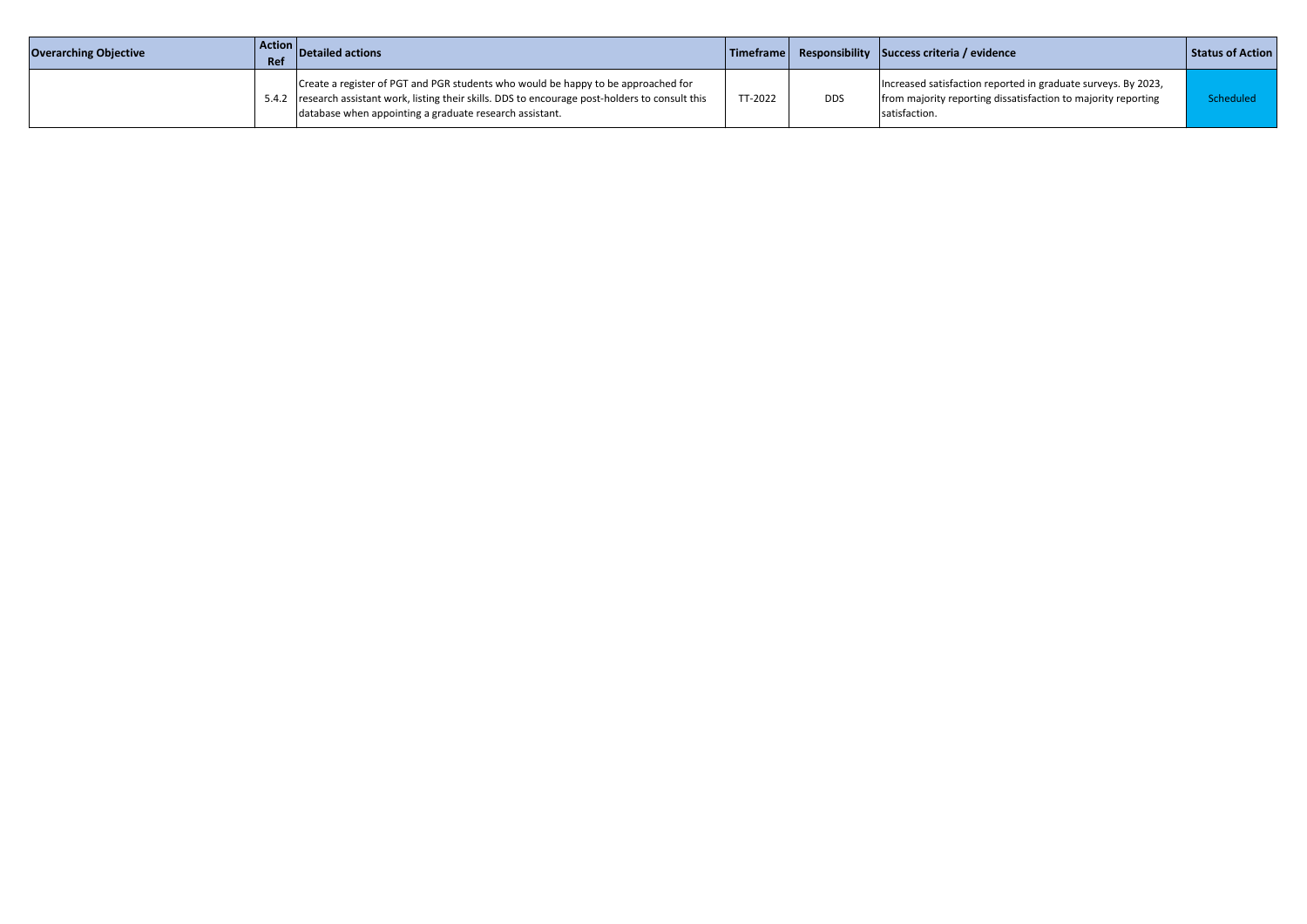| Overarching Objective | Action Ref | Detailed actions | Timeframe | Responsibility | Success criteria / evidence | Status of Action |
|---|---|---|---|---|---|---|
| | 5.4.2 | Create a register of PGT and PGR students who would be happy to be approached for research assistant work, listing their skills. DDS to encourage post-holders to consult this database when appointing a graduate research assistant. | TT-2022 | DDS | Increased satisfaction reported in graduate surveys. By 2023, from majority reporting dissatisfaction to majority reporting satisfaction. | Scheduled |